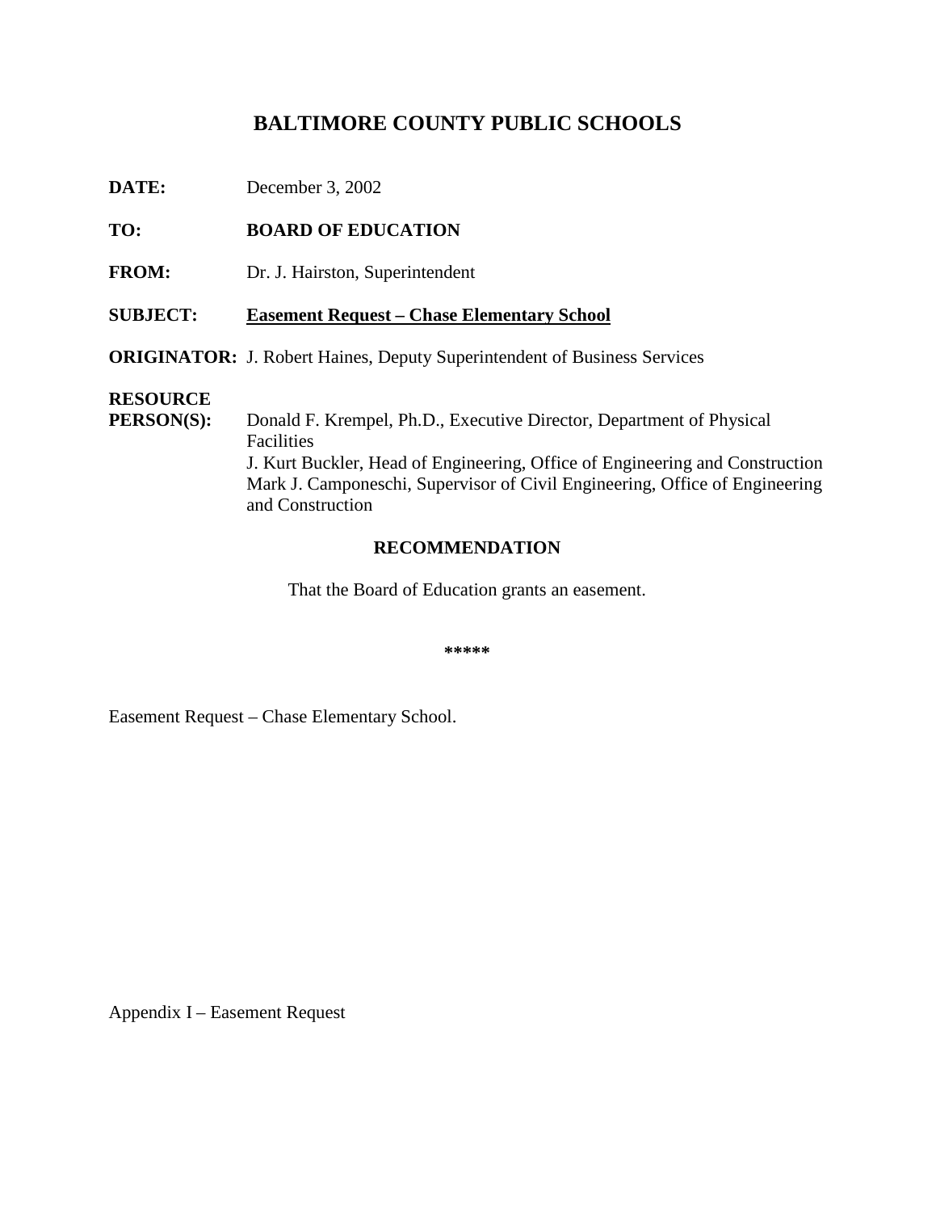# BALTIMORE COUNTY PUBLIC SCHOOLS

**DATE:** December 3, 2002

**TO:** **BOARD OF EDUCATION**

**FROM:** Dr. J. Hairston, Superintendent

**SUBJECT:** **Easement Request – Chase Elementary School**

**ORIGINATOR:** J. Robert Haines, Deputy Superintendent of Business Services

**RESOURCE PERSON(S):** Donald F. Krempel, Ph.D., Executive Director, Department of Physical Facilities
J. Kurt Buckler, Head of Engineering, Office of Engineering and Construction
Mark J. Camponeschi, Supervisor of Civil Engineering, Office of Engineering and Construction

## RECOMMENDATION

That the Board of Education grants an easement.

*****

Easement Request – Chase Elementary School.

Appendix I – Easement Request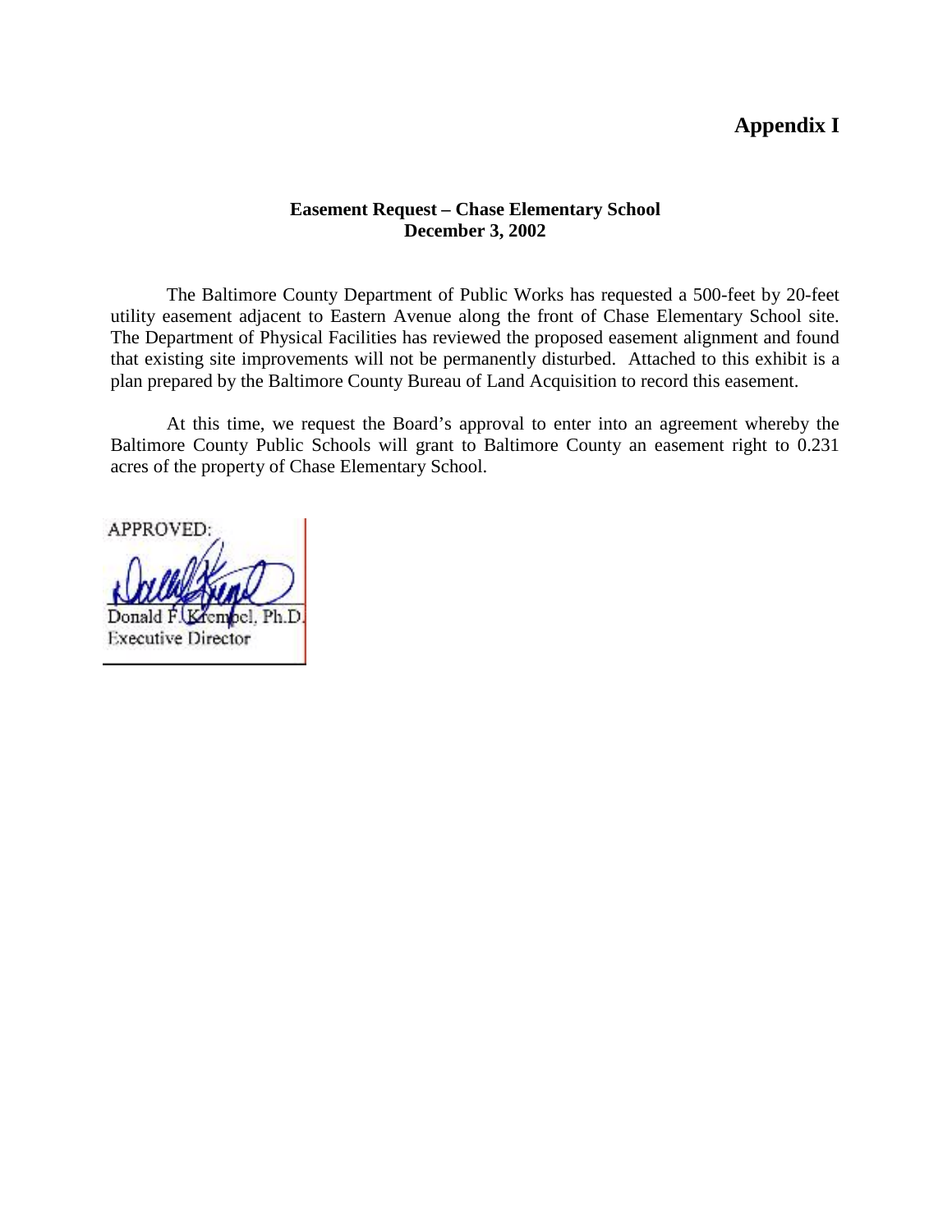# Appendix I

**Easement Request – Chase Elementary School**
**December 3, 2002**

The Baltimore County Department of Public Works has requested a 500-feet by 20-feet utility easement adjacent to Eastern Avenue along the front of Chase Elementary School site. The Department of Physical Facilities has reviewed the proposed easement alignment and found that existing site improvements will not be permanently disturbed. Attached to this exhibit is a plan prepared by the Baltimore County Bureau of Land Acquisition to record this easement.

At this time, we request the Board's approval to enter into an agreement whereby the Baltimore County Public Schools will grant to Baltimore County an easement right to 0.231 acres of the property of Chase Elementary School.

APPROVED:

Donald F. Krempel, Ph.D.
Executive Director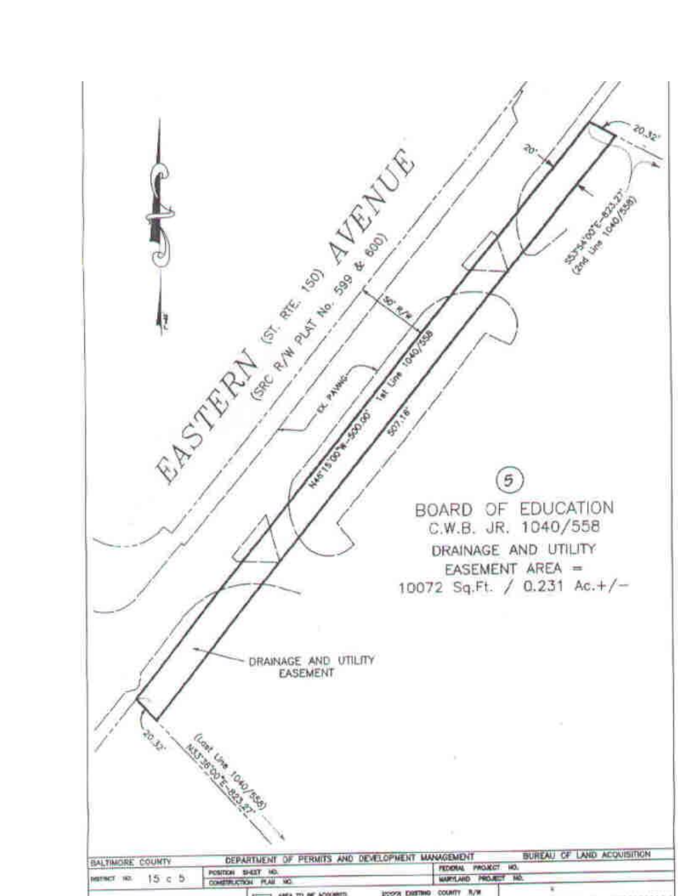EASTERN (ST. RTE. 150) AVENUE

(SRC R/W PLAT No. 599 & 600)

50' R/W

EX. PAVING

N45°15'00"W-500.00' 1st Line 1040/558

507.18'

20'

20.32'

S53°54'00"E-823.27' (2nd Line 1040/558)

5

BOARD OF EDUCATION

C.W.B. JR. 1040/558

DRAINAGE AND UTILITY EASEMENT AREA = 10072 Sq.Ft. / 0.231 Ac.+/-

DRAINAGE AND UTILITY EASEMENT

20.32'

(Last Line 1040/558) N53°36'00"E-823.27'

| | | | |
|---|---|---|---|
| BALTIMORE COUNTY | DEPARTMENT OF PERMITS AND DEVELOPMENT MANAGEMENT | | BUREAU OF LAND ACQUISITION |
| DISTRICT NO. 15 c 5 | POSITION SHEET NO. | FEDERAL PROJECT NO. | |
| | CONSTRUCTION PLAN NO. | MARYLAND PROJECT NO. | |
| | AREA TO BE ACQUIRED | EXISTING COUNTY R/W | |